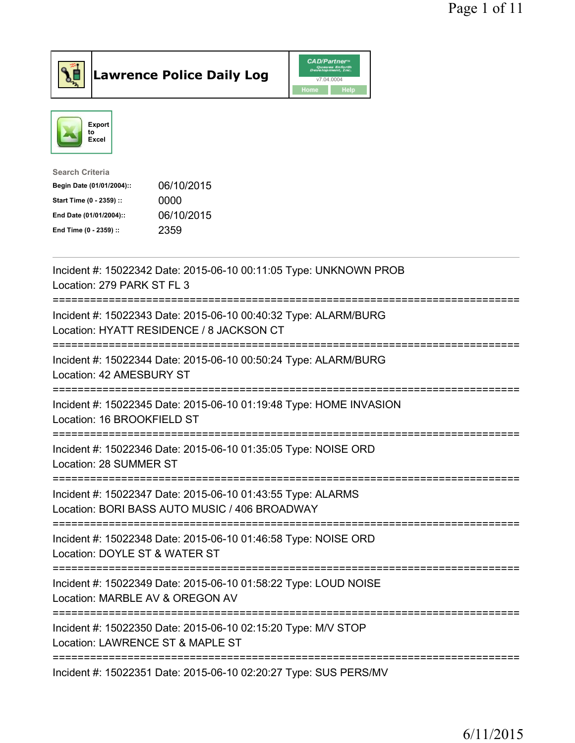# Lawrence Police Daily Log

Export to Excel

**Search Criteria**

| | |
|---|---|
| Begin Date (01/01/2004):: | 06/10/2015 |
| Start Time (0 - 2359) :: | 0000 |
| End Date (01/01/2004):: | 06/10/2015 |
| End Time (0 - 2359) :: | 2359 |

---

Incident #: 15022342 Date: 2015-06-10 00:11:05 Type: UNKNOWN PROB
Location: 279 PARK ST FL 3

===========================================================================

Incident #: 15022343 Date: 2015-06-10 00:40:32 Type: ALARM/BURG
Location: HYATT RESIDENCE / 8 JACKSON CT

===========================================================================

Incident #: 15022344 Date: 2015-06-10 00:50:24 Type: ALARM/BURG
Location: 42 AMESBURY ST

===========================================================================

Incident #: 15022345 Date: 2015-06-10 01:19:48 Type: HOME INVASION
Location: 16 BROOKFIELD ST

===========================================================================

Incident #: 15022346 Date: 2015-06-10 01:35:05 Type: NOISE ORD
Location: 28 SUMMER ST

===========================================================================

Incident #: 15022347 Date: 2015-06-10 01:43:55 Type: ALARMS
Location: BORI BASS AUTO MUSIC / 406 BROADWAY

===========================================================================

Incident #: 15022348 Date: 2015-06-10 01:46:58 Type: NOISE ORD
Location: DOYLE ST & WATER ST

===========================================================================

Incident #: 15022349 Date: 2015-06-10 01:58:22 Type: LOUD NOISE
Location: MARBLE AV & OREGON AV

===========================================================================

Incident #: 15022350 Date: 2015-06-10 02:15:20 Type: M/V STOP
Location: LAWRENCE ST & MAPLE ST

===========================================================================

Incident #: 15022351 Date: 2015-06-10 02:20:27 Type: SUS PERS/MV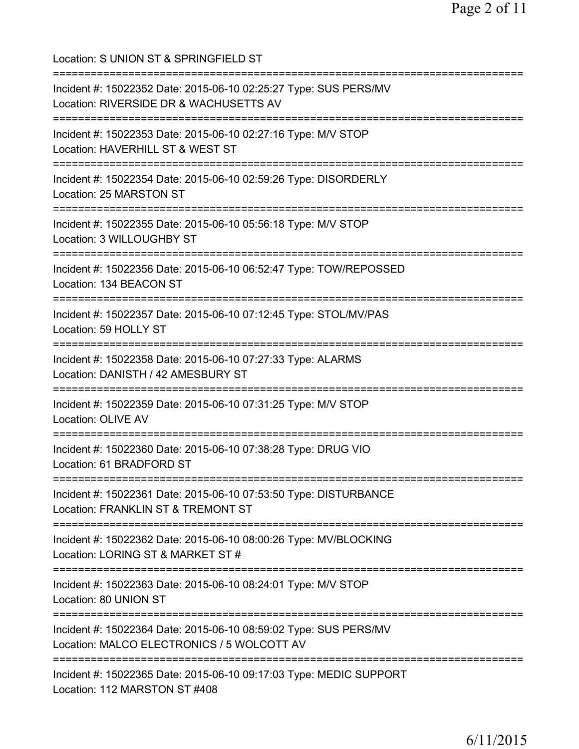Location: S UNION ST & SPRINGFIELD ST

===========================================================================

Incident #: 15022352 Date: 2015-06-10 02:25:27 Type: SUS PERS/MV
Location: RIVERSIDE DR & WACHUSETTS AV

===========================================================================

Incident #: 15022353 Date: 2015-06-10 02:27:16 Type: M/V STOP
Location: HAVERHILL ST & WEST ST

===========================================================================

Incident #: 15022354 Date: 2015-06-10 02:59:26 Type: DISORDERLY
Location: 25 MARSTON ST

===========================================================================

Incident #: 15022355 Date: 2015-06-10 05:56:18 Type: M/V STOP
Location: 3 WILLOUGHBY ST

===========================================================================

Incident #: 15022356 Date: 2015-06-10 06:52:47 Type: TOW/REPOSSED
Location: 134 BEACON ST

===========================================================================

Incident #: 15022357 Date: 2015-06-10 07:12:45 Type: STOL/MV/PAS
Location: 59 HOLLY ST

===========================================================================

Incident #: 15022358 Date: 2015-06-10 07:27:33 Type: ALARMS
Location: DANISTH / 42 AMESBURY ST

===========================================================================

Incident #: 15022359 Date: 2015-06-10 07:31:25 Type: M/V STOP
Location: OLIVE AV

===========================================================================

Incident #: 15022360 Date: 2015-06-10 07:38:28 Type: DRUG VIO
Location: 61 BRADFORD ST

===========================================================================

Incident #: 15022361 Date: 2015-06-10 07:53:50 Type: DISTURBANCE
Location: FRANKLIN ST & TREMONT ST

===========================================================================

Incident #: 15022362 Date: 2015-06-10 08:00:26 Type: MV/BLOCKING
Location: LORING ST & MARKET ST #

===========================================================================

Incident #: 15022363 Date: 2015-06-10 08:24:01 Type: M/V STOP
Location: 80 UNION ST

===========================================================================

Incident #: 15022364 Date: 2015-06-10 08:59:02 Type: SUS PERS/MV
Location: MALCO ELECTRONICS / 5 WOLCOTT AV

===========================================================================

Incident #: 15022365 Date: 2015-06-10 09:17:03 Type: MEDIC SUPPORT
Location: 112 MARSTON ST #408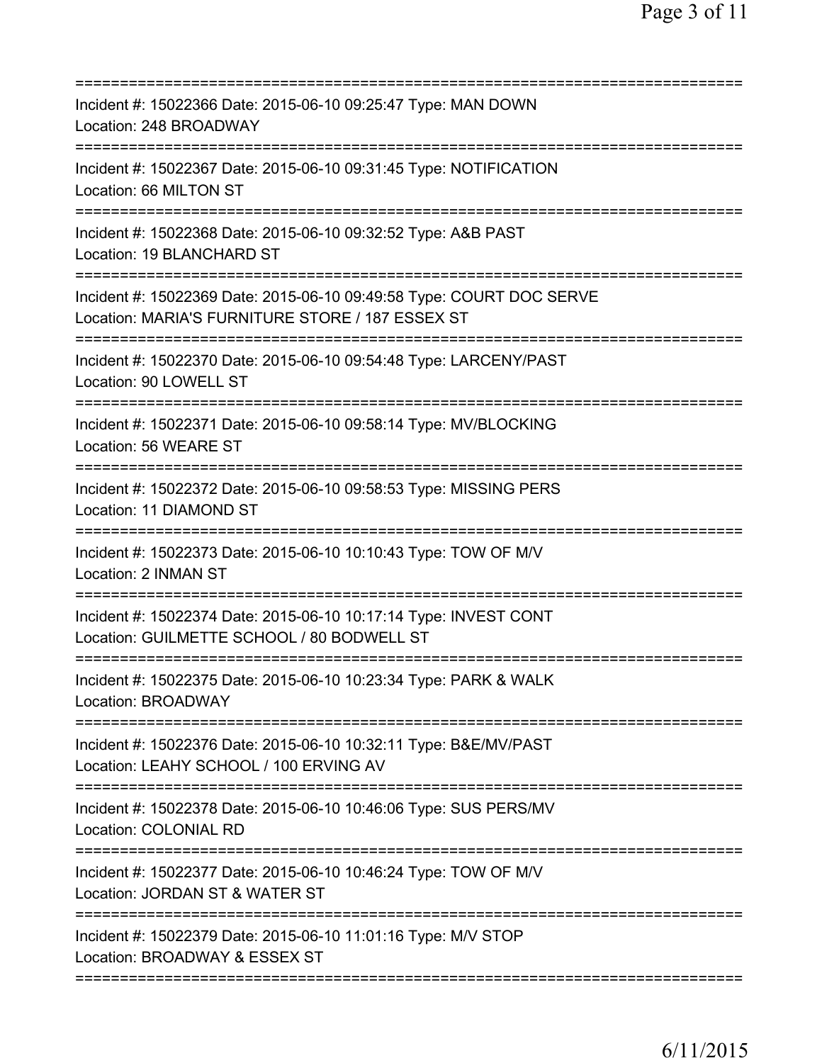==============================================================================
Incident #: 15022366 Date: 2015-06-10 09:25:47 Type: MAN DOWN
Location: 248 BROADWAY
==============================================================================
Incident #: 15022367 Date: 2015-06-10 09:31:45 Type: NOTIFICATION
Location: 66 MILTON ST
==============================================================================
Incident #: 15022368 Date: 2015-06-10 09:32:52 Type: A&B PAST
Location: 19 BLANCHARD ST
==============================================================================
Incident #: 15022369 Date: 2015-06-10 09:49:58 Type: COURT DOC SERVE
Location: MARIA'S FURNITURE STORE / 187 ESSEX ST
==============================================================================
Incident #: 15022370 Date: 2015-06-10 09:54:48 Type: LARCENY/PAST
Location: 90 LOWELL ST
==============================================================================
Incident #: 15022371 Date: 2015-06-10 09:58:14 Type: MV/BLOCKING
Location: 56 WEARE ST
==============================================================================
Incident #: 15022372 Date: 2015-06-10 09:58:53 Type: MISSING PERS
Location: 11 DIAMOND ST
==============================================================================
Incident #: 15022373 Date: 2015-06-10 10:10:43 Type: TOW OF M/V
Location: 2 INMAN ST
==============================================================================
Incident #: 15022374 Date: 2015-06-10 10:17:14 Type: INVEST CONT
Location: GUILMETTE SCHOOL / 80 BODWELL ST
==============================================================================
Incident #: 15022375 Date: 2015-06-10 10:23:34 Type: PARK & WALK
Location: BROADWAY
==============================================================================
Incident #: 15022376 Date: 2015-06-10 10:32:11 Type: B&E/MV/PAST
Location: LEAHY SCHOOL / 100 ERVING AV
==============================================================================
Incident #: 15022378 Date: 2015-06-10 10:46:06 Type: SUS PERS/MV
Location: COLONIAL RD
==============================================================================
Incident #: 15022377 Date: 2015-06-10 10:46:24 Type: TOW OF M/V
Location: JORDAN ST & WATER ST
==============================================================================
Incident #: 15022379 Date: 2015-06-10 11:01:16 Type: M/V STOP
Location: BROADWAY & ESSEX ST
==============================================================================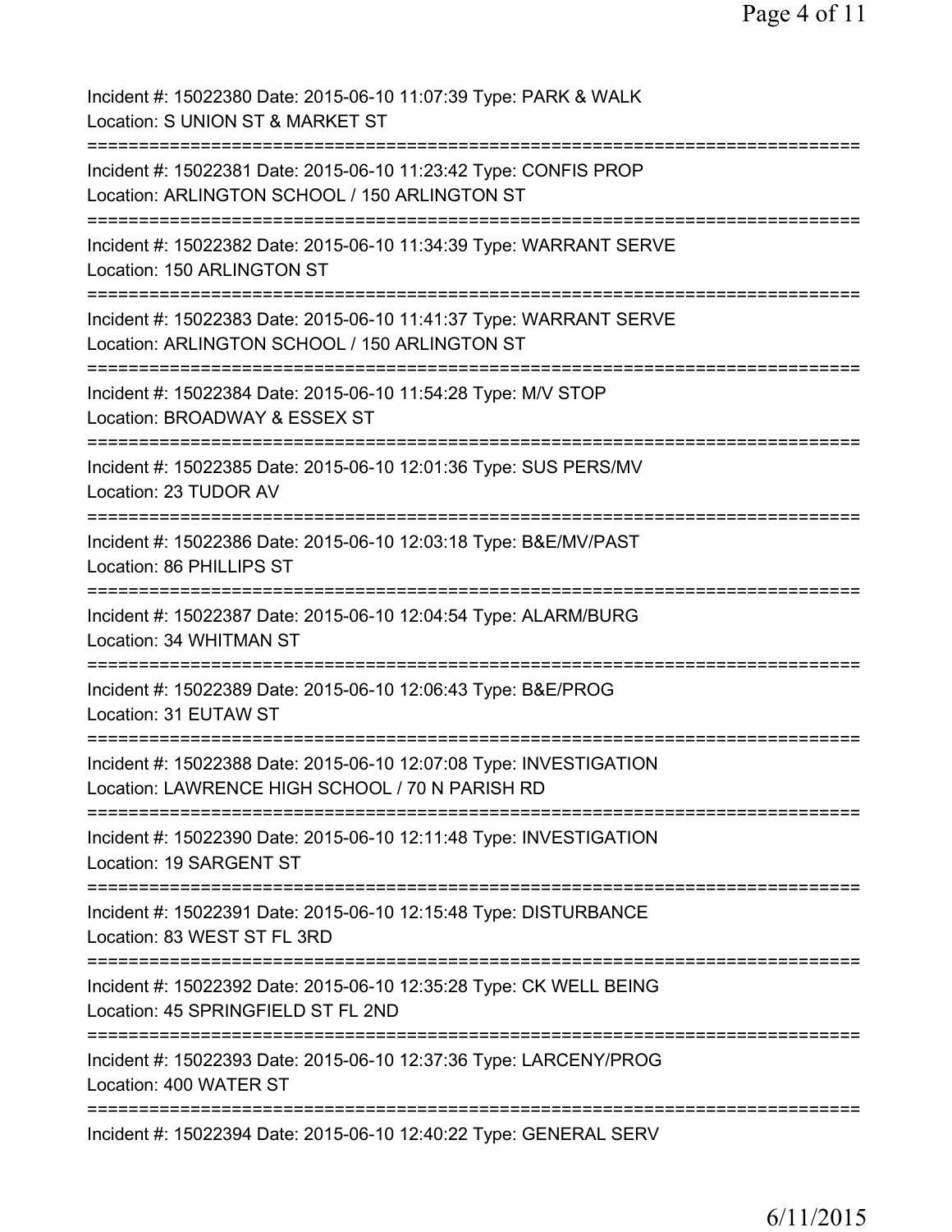Incident #: 15022380 Date: 2015-06-10 11:07:39 Type: PARK & WALK
Location: S UNION ST & MARKET ST

===========================================================================

Incident #: 15022381 Date: 2015-06-10 11:23:42 Type: CONFIS PROP
Location: ARLINGTON SCHOOL / 150 ARLINGTON ST

===========================================================================

Incident #: 15022382 Date: 2015-06-10 11:34:39 Type: WARRANT SERVE
Location: 150 ARLINGTON ST

===========================================================================

Incident #: 15022383 Date: 2015-06-10 11:41:37 Type: WARRANT SERVE
Location: ARLINGTON SCHOOL / 150 ARLINGTON ST

===========================================================================

Incident #: 15022384 Date: 2015-06-10 11:54:28 Type: M/V STOP
Location: BROADWAY & ESSEX ST

===========================================================================

Incident #: 15022385 Date: 2015-06-10 12:01:36 Type: SUS PERS/MV
Location: 23 TUDOR AV

===========================================================================

Incident #: 15022386 Date: 2015-06-10 12:03:18 Type: B&E/MV/PAST
Location: 86 PHILLIPS ST

===========================================================================

Incident #: 15022387 Date: 2015-06-10 12:04:54 Type: ALARM/BURG
Location: 34 WHITMAN ST

===========================================================================

Incident #: 15022389 Date: 2015-06-10 12:06:43 Type: B&E/PROG
Location: 31 EUTAW ST

===========================================================================

Incident #: 15022388 Date: 2015-06-10 12:07:08 Type: INVESTIGATION
Location: LAWRENCE HIGH SCHOOL / 70 N PARISH RD

===========================================================================

Incident #: 15022390 Date: 2015-06-10 12:11:48 Type: INVESTIGATION
Location: 19 SARGENT ST

===========================================================================

Incident #: 15022391 Date: 2015-06-10 12:15:48 Type: DISTURBANCE
Location: 83 WEST ST FL 3RD

===========================================================================

Incident #: 15022392 Date: 2015-06-10 12:35:28 Type: CK WELL BEING
Location: 45 SPRINGFIELD ST FL 2ND

===========================================================================

Incident #: 15022393 Date: 2015-06-10 12:37:36 Type: LARCENY/PROG
Location: 400 WATER ST

===========================================================================

Incident #: 15022394 Date: 2015-06-10 12:40:22 Type: GENERAL SERV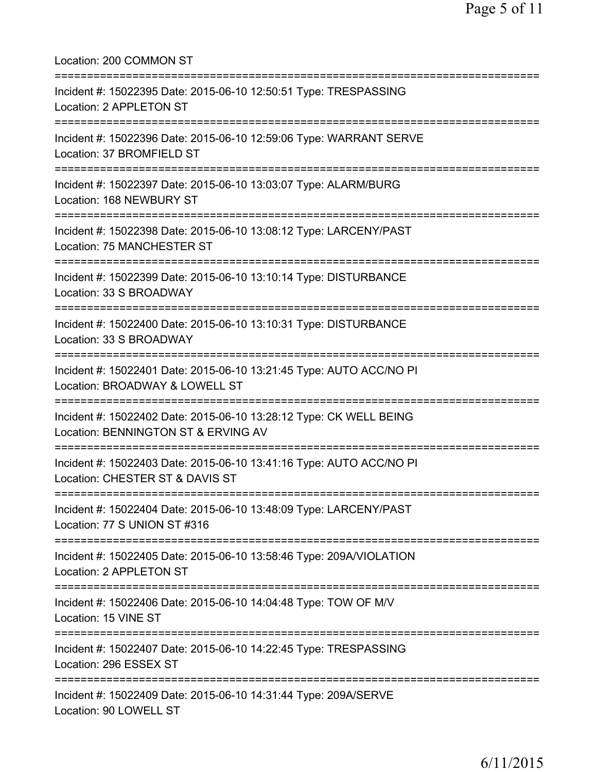Location: 200 COMMON ST

===========================================================================

Incident #: 15022395 Date: 2015-06-10 12:50:51 Type: TRESPASSING
Location: 2 APPLETON ST

===========================================================================

Incident #: 15022396 Date: 2015-06-10 12:59:06 Type: WARRANT SERVE
Location: 37 BROMFIELD ST

===========================================================================

Incident #: 15022397 Date: 2015-06-10 13:03:07 Type: ALARM/BURG
Location: 168 NEWBURY ST

===========================================================================

Incident #: 15022398 Date: 2015-06-10 13:08:12 Type: LARCENY/PAST
Location: 75 MANCHESTER ST

===========================================================================

Incident #: 15022399 Date: 2015-06-10 13:10:14 Type: DISTURBANCE
Location: 33 S BROADWAY

===========================================================================

Incident #: 15022400 Date: 2015-06-10 13:10:31 Type: DISTURBANCE
Location: 33 S BROADWAY

===========================================================================

Incident #: 15022401 Date: 2015-06-10 13:21:45 Type: AUTO ACC/NO PI
Location: BROADWAY & LOWELL ST

===========================================================================

Incident #: 15022402 Date: 2015-06-10 13:28:12 Type: CK WELL BEING
Location: BENNINGTON ST & ERVING AV

===========================================================================

Incident #: 15022403 Date: 2015-06-10 13:41:16 Type: AUTO ACC/NO PI
Location: CHESTER ST & DAVIS ST

===========================================================================

Incident #: 15022404 Date: 2015-06-10 13:48:09 Type: LARCENY/PAST
Location: 77 S UNION ST #316

===========================================================================

Incident #: 15022405 Date: 2015-06-10 13:58:46 Type: 209A/VIOLATION
Location: 2 APPLETON ST

===========================================================================

Incident #: 15022406 Date: 2015-06-10 14:04:48 Type: TOW OF M/V
Location: 15 VINE ST

===========================================================================

Incident #: 15022407 Date: 2015-06-10 14:22:45 Type: TRESPASSING
Location: 296 ESSEX ST

===========================================================================

Incident #: 15022409 Date: 2015-06-10 14:31:44 Type: 209A/SERVE
Location: 90 LOWELL ST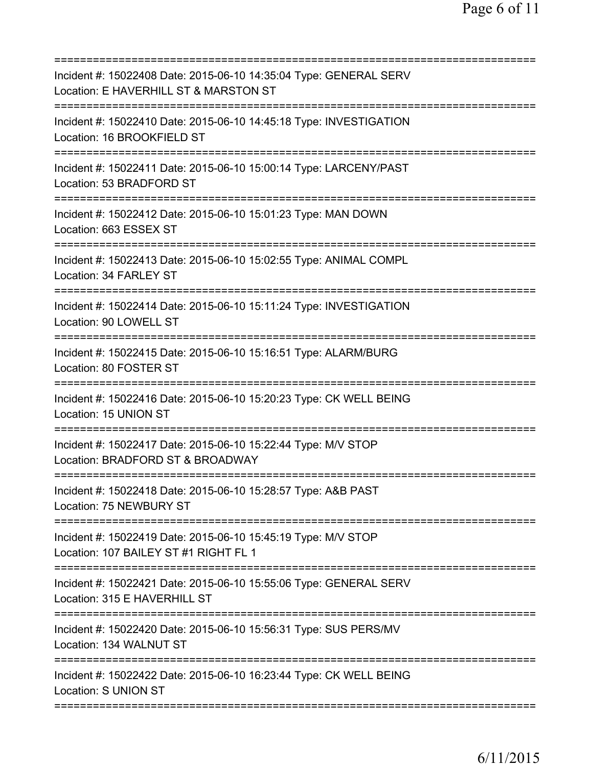===========================================================================
Incident #: 15022408 Date: 2015-06-10 14:35:04 Type: GENERAL SERV
Location: E HAVERHILL ST & MARSTON ST
===========================================================================
Incident #: 15022410 Date: 2015-06-10 14:45:18 Type: INVESTIGATION
Location: 16 BROOKFIELD ST
===========================================================================
Incident #: 15022411 Date: 2015-06-10 15:00:14 Type: LARCENY/PAST
Location: 53 BRADFORD ST
===========================================================================
Incident #: 15022412 Date: 2015-06-10 15:01:23 Type: MAN DOWN
Location: 663 ESSEX ST
===========================================================================
Incident #: 15022413 Date: 2015-06-10 15:02:55 Type: ANIMAL COMPL
Location: 34 FARLEY ST
===========================================================================
Incident #: 15022414 Date: 2015-06-10 15:11:24 Type: INVESTIGATION
Location: 90 LOWELL ST
===========================================================================
Incident #: 15022415 Date: 2015-06-10 15:16:51 Type: ALARM/BURG
Location: 80 FOSTER ST
===========================================================================
Incident #: 15022416 Date: 2015-06-10 15:20:23 Type: CK WELL BEING
Location: 15 UNION ST
===========================================================================
Incident #: 15022417 Date: 2015-06-10 15:22:44 Type: M/V STOP
Location: BRADFORD ST & BROADWAY
===========================================================================
Incident #: 15022418 Date: 2015-06-10 15:28:57 Type: A&B PAST
Location: 75 NEWBURY ST
===========================================================================
Incident #: 15022419 Date: 2015-06-10 15:45:19 Type: M/V STOP
Location: 107 BAILEY ST #1 RIGHT FL 1
===========================================================================
Incident #: 15022421 Date: 2015-06-10 15:55:06 Type: GENERAL SERV
Location: 315 E HAVERHILL ST
===========================================================================
Incident #: 15022420 Date: 2015-06-10 15:56:31 Type: SUS PERS/MV
Location: 134 WALNUT ST
===========================================================================
Incident #: 15022422 Date: 2015-06-10 16:23:44 Type: CK WELL BEING
Location: S UNION ST
===========================================================================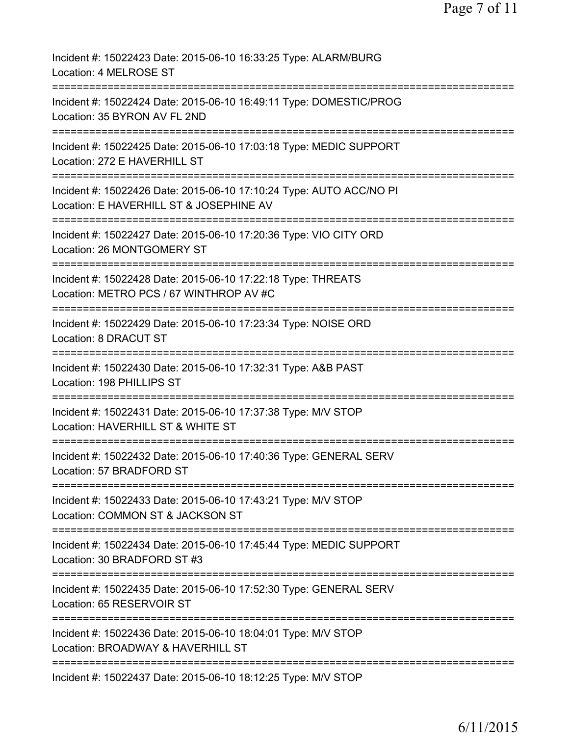Incident #: 15022423 Date: 2015-06-10 16:33:25 Type: ALARM/BURG
Location: 4 MELROSE ST
===========================================================================
Incident #: 15022424 Date: 2015-06-10 16:49:11 Type: DOMESTIC/PROG
Location: 35 BYRON AV FL 2ND
===========================================================================
Incident #: 15022425 Date: 2015-06-10 17:03:18 Type: MEDIC SUPPORT
Location: 272 E HAVERHILL ST
===========================================================================
Incident #: 15022426 Date: 2015-06-10 17:10:24 Type: AUTO ACC/NO PI
Location: E HAVERHILL ST & JOSEPHINE AV
===========================================================================
Incident #: 15022427 Date: 2015-06-10 17:20:36 Type: VIO CITY ORD
Location: 26 MONTGOMERY ST
===========================================================================
Incident #: 15022428 Date: 2015-06-10 17:22:18 Type: THREATS
Location: METRO PCS / 67 WINTHROP AV #C
===========================================================================
Incident #: 15022429 Date: 2015-06-10 17:23:34 Type: NOISE ORD
Location: 8 DRACUT ST
===========================================================================
Incident #: 15022430 Date: 2015-06-10 17:32:31 Type: A&B PAST
Location: 198 PHILLIPS ST
===========================================================================
Incident #: 15022431 Date: 2015-06-10 17:37:38 Type: M/V STOP
Location: HAVERHILL ST & WHITE ST
===========================================================================
Incident #: 15022432 Date: 2015-06-10 17:40:36 Type: GENERAL SERV
Location: 57 BRADFORD ST
===========================================================================
Incident #: 15022433 Date: 2015-06-10 17:43:21 Type: M/V STOP
Location: COMMON ST & JACKSON ST
===========================================================================
Incident #: 15022434 Date: 2015-06-10 17:45:44 Type: MEDIC SUPPORT
Location: 30 BRADFORD ST #3
===========================================================================
Incident #: 15022435 Date: 2015-06-10 17:52:30 Type: GENERAL SERV
Location: 65 RESERVOIR ST
===========================================================================
Incident #: 15022436 Date: 2015-06-10 18:04:01 Type: M/V STOP
Location: BROADWAY & HAVERHILL ST
===========================================================================
Incident #: 15022437 Date: 2015-06-10 18:12:25 Type: M/V STOP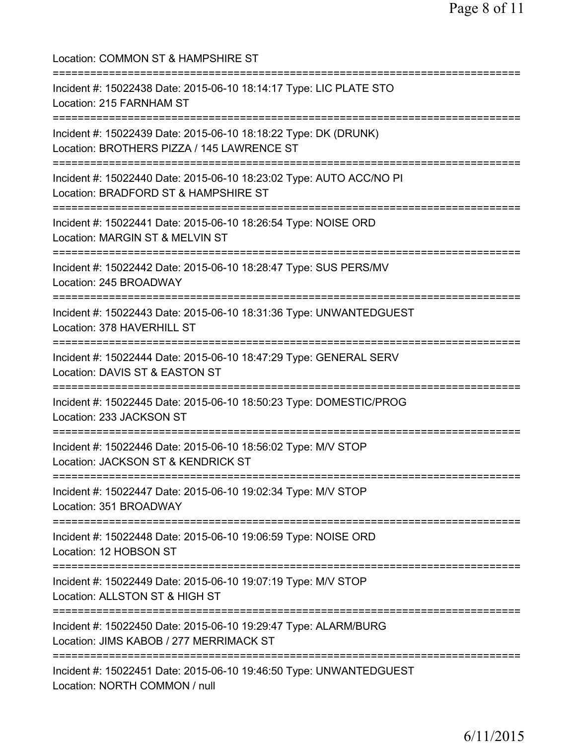Location: COMMON ST & HAMPSHIRE ST

===========================================================================

Incident #: 15022438 Date: 2015-06-10 18:14:17 Type: LIC PLATE STO
Location: 215 FARNHAM ST

===========================================================================

Incident #: 15022439 Date: 2015-06-10 18:18:22 Type: DK (DRUNK)
Location: BROTHERS PIZZA / 145 LAWRENCE ST

===========================================================================

Incident #: 15022440 Date: 2015-06-10 18:23:02 Type: AUTO ACC/NO PI
Location: BRADFORD ST & HAMPSHIRE ST

===========================================================================

Incident #: 15022441 Date: 2015-06-10 18:26:54 Type: NOISE ORD
Location: MARGIN ST & MELVIN ST

===========================================================================

Incident #: 15022442 Date: 2015-06-10 18:28:47 Type: SUS PERS/MV
Location: 245 BROADWAY

===========================================================================

Incident #: 15022443 Date: 2015-06-10 18:31:36 Type: UNWANTEDGUEST
Location: 378 HAVERHILL ST

===========================================================================

Incident #: 15022444 Date: 2015-06-10 18:47:29 Type: GENERAL SERV
Location: DAVIS ST & EASTON ST

===========================================================================

Incident #: 15022445 Date: 2015-06-10 18:50:23 Type: DOMESTIC/PROG
Location: 233 JACKSON ST

===========================================================================

Incident #: 15022446 Date: 2015-06-10 18:56:02 Type: M/V STOP
Location: JACKSON ST & KENDRICK ST

===========================================================================

Incident #: 15022447 Date: 2015-06-10 19:02:34 Type: M/V STOP
Location: 351 BROADWAY

===========================================================================

Incident #: 15022448 Date: 2015-06-10 19:06:59 Type: NOISE ORD
Location: 12 HOBSON ST

===========================================================================

Incident #: 15022449 Date: 2015-06-10 19:07:19 Type: M/V STOP
Location: ALLSTON ST & HIGH ST

===========================================================================

Incident #: 15022450 Date: 2015-06-10 19:29:47 Type: ALARM/BURG
Location: JIMS KABOB / 277 MERRIMACK ST

===========================================================================

Incident #: 15022451 Date: 2015-06-10 19:46:50 Type: UNWANTEDGUEST
Location: NORTH COMMON / null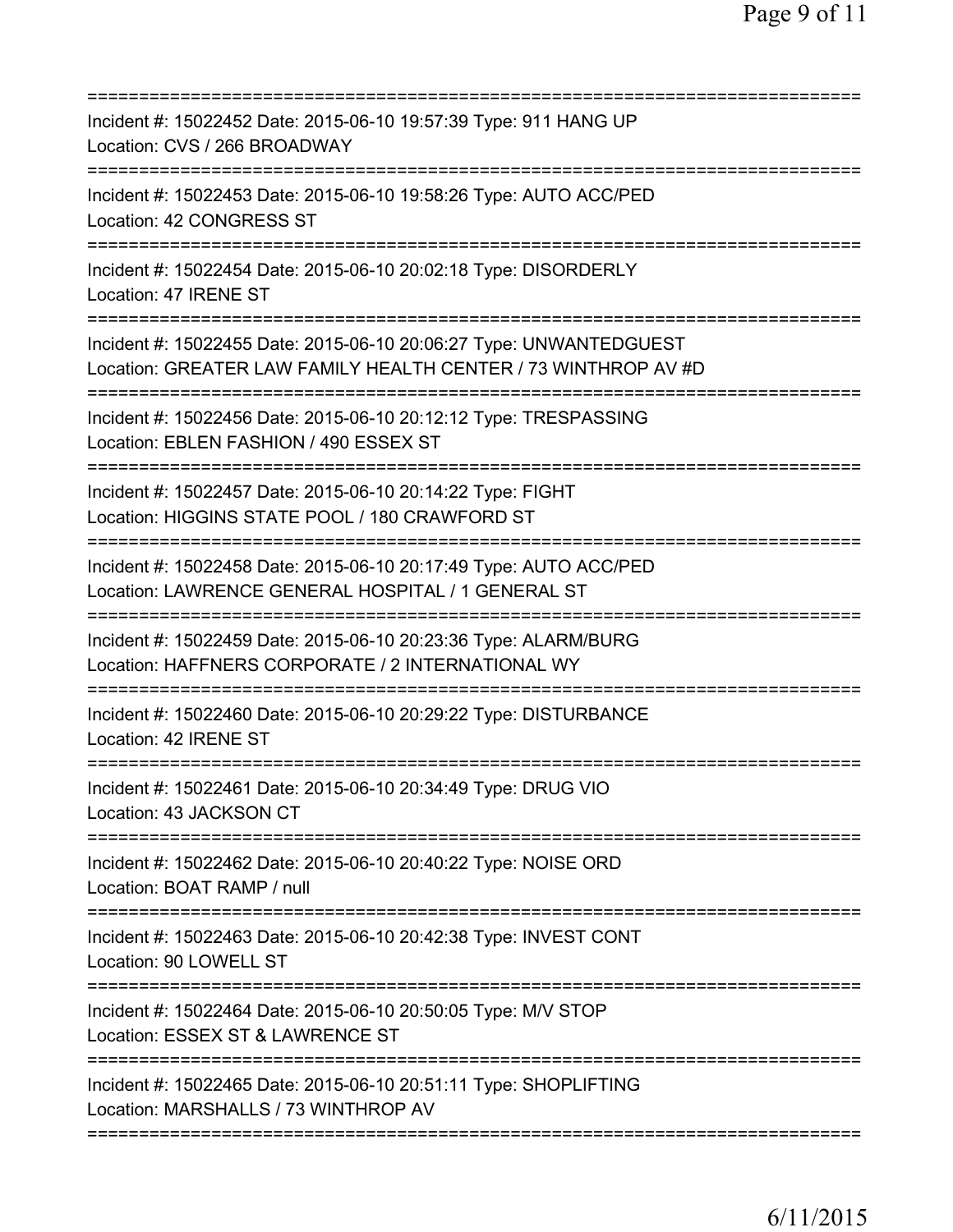==============================================================================
Incident #: 15022452 Date: 2015-06-10 19:57:39 Type: 911 HANG UP
Location: CVS / 266 BROADWAY
==============================================================================
Incident #: 15022453 Date: 2015-06-10 19:58:26 Type: AUTO ACC/PED
Location: 42 CONGRESS ST
==============================================================================
Incident #: 15022454 Date: 2015-06-10 20:02:18 Type: DISORDERLY
Location: 47 IRENE ST
==============================================================================
Incident #: 15022455 Date: 2015-06-10 20:06:27 Type: UNWANTEDGUEST
Location: GREATER LAW FAMILY HEALTH CENTER / 73 WINTHROP AV #D
==============================================================================
Incident #: 15022456 Date: 2015-06-10 20:12:12 Type: TRESPASSING
Location: EBLEN FASHION / 490 ESSEX ST
==============================================================================
Incident #: 15022457 Date: 2015-06-10 20:14:22 Type: FIGHT
Location: HIGGINS STATE POOL / 180 CRAWFORD ST
==============================================================================
Incident #: 15022458 Date: 2015-06-10 20:17:49 Type: AUTO ACC/PED
Location: LAWRENCE GENERAL HOSPITAL / 1 GENERAL ST
==============================================================================
Incident #: 15022459 Date: 2015-06-10 20:23:36 Type: ALARM/BURG
Location: HAFFNERS CORPORATE / 2 INTERNATIONAL WY
==============================================================================
Incident #: 15022460 Date: 2015-06-10 20:29:22 Type: DISTURBANCE
Location: 42 IRENE ST
==============================================================================
Incident #: 15022461 Date: 2015-06-10 20:34:49 Type: DRUG VIO
Location: 43 JACKSON CT
==============================================================================
Incident #: 15022462 Date: 2015-06-10 20:40:22 Type: NOISE ORD
Location: BOAT RAMP / null
==============================================================================
Incident #: 15022463 Date: 2015-06-10 20:42:38 Type: INVEST CONT
Location: 90 LOWELL ST
==============================================================================
Incident #: 15022464 Date: 2015-06-10 20:50:05 Type: M/V STOP
Location: ESSEX ST & LAWRENCE ST
==============================================================================
Incident #: 15022465 Date: 2015-06-10 20:51:11 Type: SHOPLIFTING
Location: MARSHALLS / 73 WINTHROP AV
==============================================================================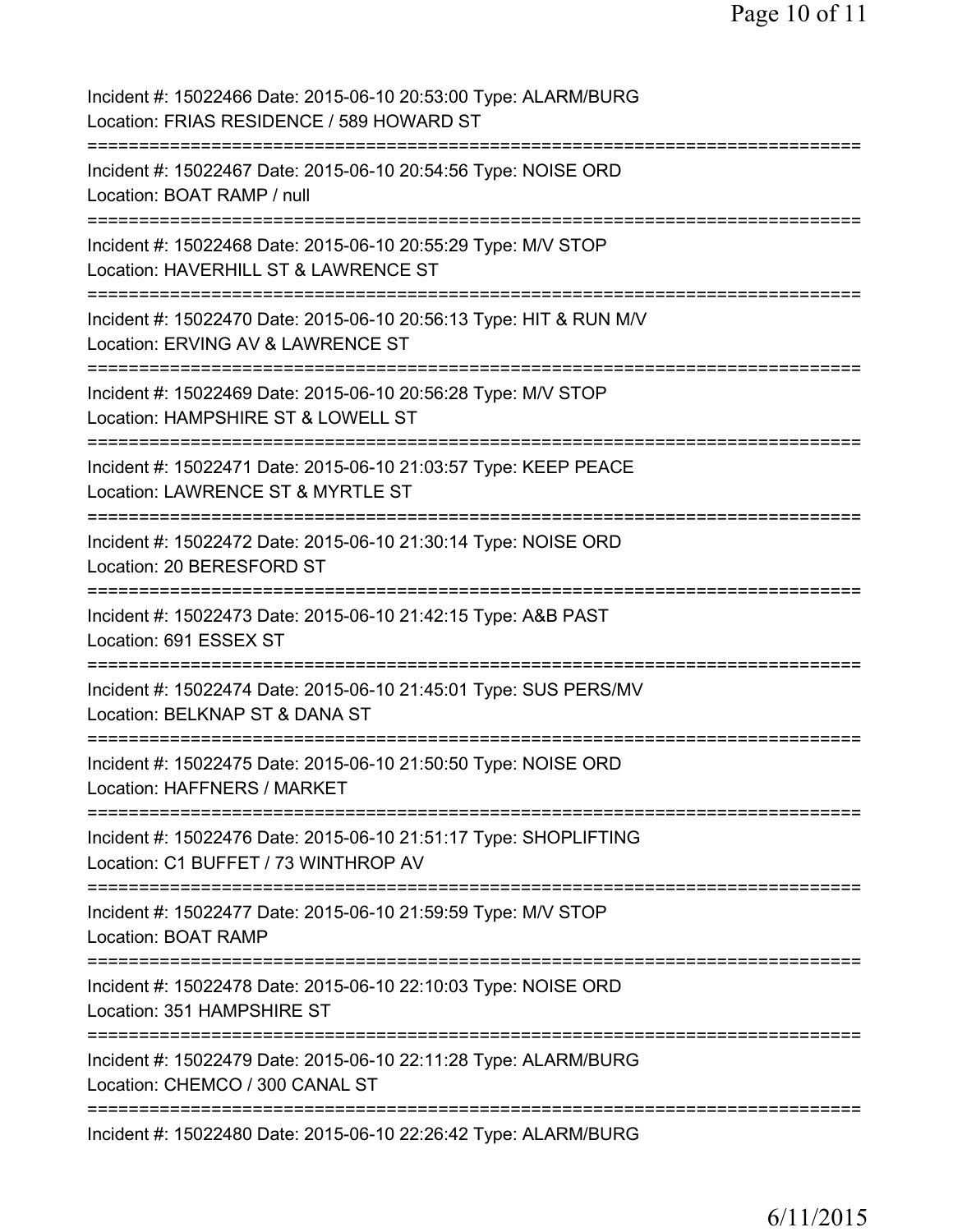Incident #: 15022466 Date: 2015-06-10 20:53:00 Type: ALARM/BURG
Location: FRIAS RESIDENCE / 589 HOWARD ST
===========================================================================
Incident #: 15022467 Date: 2015-06-10 20:54:56 Type: NOISE ORD
Location: BOAT RAMP / null
===========================================================================
Incident #: 15022468 Date: 2015-06-10 20:55:29 Type: M/V STOP
Location: HAVERHILL ST & LAWRENCE ST
===========================================================================
Incident #: 15022470 Date: 2015-06-10 20:56:13 Type: HIT & RUN M/V
Location: ERVING AV & LAWRENCE ST
===========================================================================
Incident #: 15022469 Date: 2015-06-10 20:56:28 Type: M/V STOP
Location: HAMPSHIRE ST & LOWELL ST
===========================================================================
Incident #: 15022471 Date: 2015-06-10 21:03:57 Type: KEEP PEACE
Location: LAWRENCE ST & MYRTLE ST
===========================================================================
Incident #: 15022472 Date: 2015-06-10 21:30:14 Type: NOISE ORD
Location: 20 BERESFORD ST
===========================================================================
Incident #: 15022473 Date: 2015-06-10 21:42:15 Type: A&B PAST
Location: 691 ESSEX ST
===========================================================================
Incident #: 15022474 Date: 2015-06-10 21:45:01 Type: SUS PERS/MV
Location: BELKNAP ST & DANA ST
===========================================================================
Incident #: 15022475 Date: 2015-06-10 21:50:50 Type: NOISE ORD
Location: HAFFNERS / MARKET
===========================================================================
Incident #: 15022476 Date: 2015-06-10 21:51:17 Type: SHOPLIFTING
Location: C1 BUFFET / 73 WINTHROP AV
===========================================================================
Incident #: 15022477 Date: 2015-06-10 21:59:59 Type: M/V STOP
Location: BOAT RAMP
===========================================================================
Incident #: 15022478 Date: 2015-06-10 22:10:03 Type: NOISE ORD
Location: 351 HAMPSHIRE ST
===========================================================================
Incident #: 15022479 Date: 2015-06-10 22:11:28 Type: ALARM/BURG
Location: CHEMCO / 300 CANAL ST
===========================================================================
Incident #: 15022480 Date: 2015-06-10 22:26:42 Type: ALARM/BURG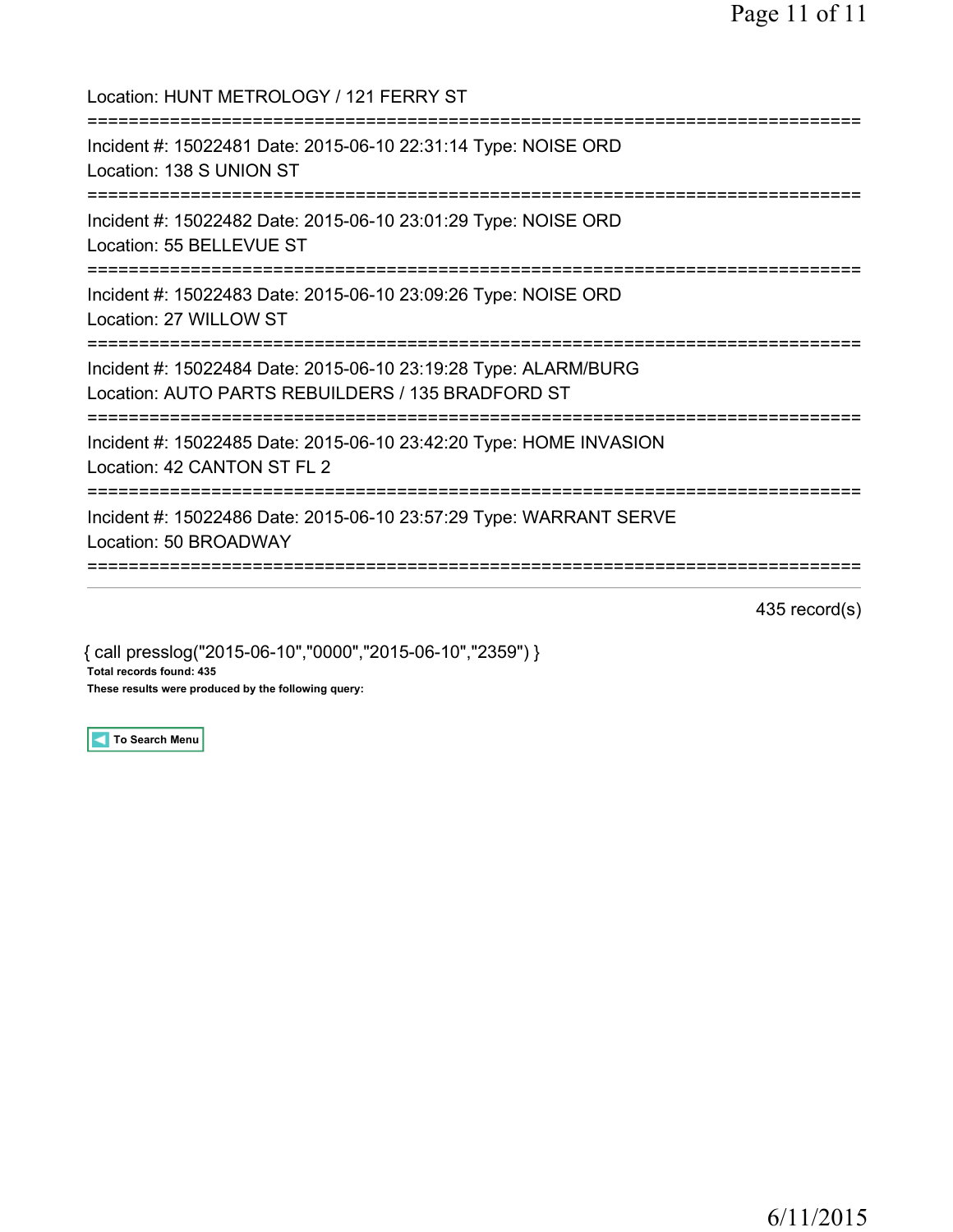Location: HUNT METROLOGY / 121 FERRY ST

===========================================================================

Incident #: 15022481 Date: 2015-06-10 22:31:14 Type: NOISE ORD

Location: 138 S UNION ST

===========================================================================

Incident #: 15022482 Date: 2015-06-10 23:01:29 Type: NOISE ORD

Location: 55 BELLEVUE ST

===========================================================================

Incident #: 15022483 Date: 2015-06-10 23:09:26 Type: NOISE ORD

Location: 27 WILLOW ST

===========================================================================

Incident #: 15022484 Date: 2015-06-10 23:19:28 Type: ALARM/BURG

Location: AUTO PARTS REBUILDERS / 135 BRADFORD ST

===========================================================================

Incident #: 15022485 Date: 2015-06-10 23:42:20 Type: HOME INVASION

Location: 42 CANTON ST FL 2

===========================================================================

Incident #: 15022486 Date: 2015-06-10 23:57:29 Type: WARRANT SERVE

Location: 50 BROADWAY

===========================================================================

435 record(s)

{ call presslog("2015-06-10","0000","2015-06-10","2359") }

**Total records found: 435**

**These results were produced by the following query:**

To Search Menu